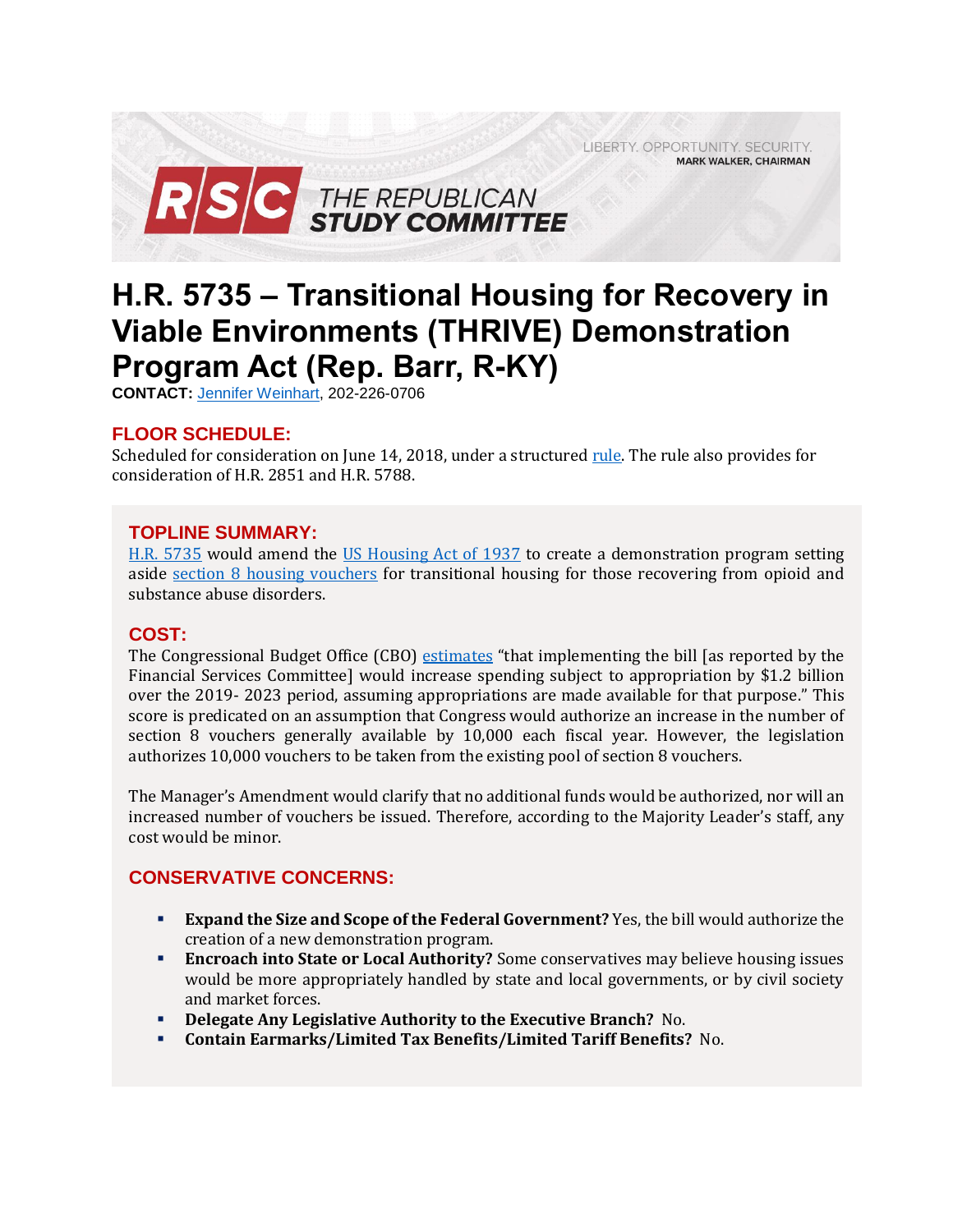LIBERTY. OPPORTUNITY. SECURITY.
MARK WALKER, CHAIRMAN

RSC THE REPUBLICAN STUDY COMMITTEE

# H.R. 5735 – Transitional Housing for Recovery in Viable Environments (THRIVE) Demonstration Program Act (Rep. Barr, R-KY)

**CONTACT:** Jennifer Weinhart, 202-226-0706

## FLOOR SCHEDULE:

Scheduled for consideration on June 14, 2018, under a structured rule. The rule also provides for consideration of H.R. 2851 and H.R. 5788.

## TOPLINE SUMMARY:

H.R. 5735 would amend the US Housing Act of 1937 to create a demonstration program setting aside section 8 housing vouchers for transitional housing for those recovering from opioid and substance abuse disorders.

## COST:

The Congressional Budget Office (CBO) estimates "that implementing the bill [as reported by the Financial Services Committee] would increase spending subject to appropriation by $1.2 billion over the 2019- 2023 period, assuming appropriations are made available for that purpose." This score is predicated on an assumption that Congress would authorize an increase in the number of section 8 vouchers generally available by 10,000 each fiscal year. However, the legislation authorizes 10,000 vouchers to be taken from the existing pool of section 8 vouchers.

The Manager's Amendment would clarify that no additional funds would be authorized, nor will an increased number of vouchers be issued. Therefore, according to the Majority Leader's staff, any cost would be minor.

## CONSERVATIVE CONCERNS:

- **Expand the Size and Scope of the Federal Government?** Yes, the bill would authorize the creation of a new demonstration program.
- **Encroach into State or Local Authority?** Some conservatives may believe housing issues would be more appropriately handled by state and local governments, or by civil society and market forces.
- **Delegate Any Legislative Authority to the Executive Branch?** No.
- **Contain Earmarks/Limited Tax Benefits/Limited Tariff Benefits?** No.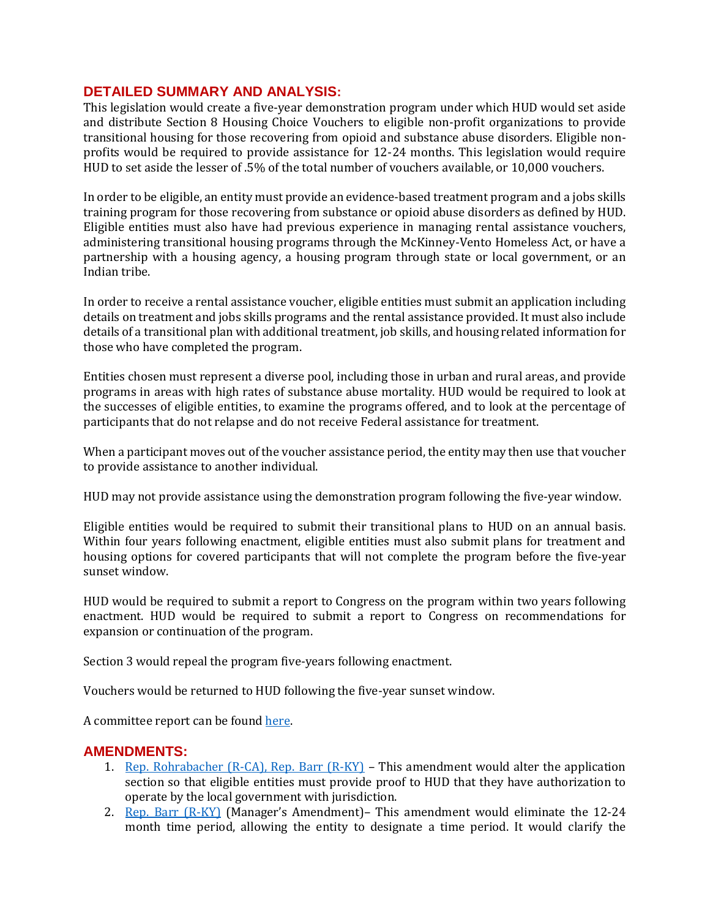## DETAILED SUMMARY AND ANALYSIS:

This legislation would create a five-year demonstration program under which HUD would set aside and distribute Section 8 Housing Choice Vouchers to eligible non-profit organizations to provide transitional housing for those recovering from opioid and substance abuse disorders. Eligible non-profits would be required to provide assistance for 12-24 months. This legislation would require HUD to set aside the lesser of .5% of the total number of vouchers available, or 10,000 vouchers.

In order to be eligible, an entity must provide an evidence-based treatment program and a jobs skills training program for those recovering from substance or opioid abuse disorders as defined by HUD. Eligible entities must also have had previous experience in managing rental assistance vouchers, administering transitional housing programs through the McKinney-Vento Homeless Act, or have a partnership with a housing agency, a housing program through state or local government, or an Indian tribe.

In order to receive a rental assistance voucher, eligible entities must submit an application including details on treatment and jobs skills programs and the rental assistance provided. It must also include details of a transitional plan with additional treatment, job skills, and housing related information for those who have completed the program.

Entities chosen must represent a diverse pool, including those in urban and rural areas, and provide programs in areas with high rates of substance abuse mortality. HUD would be required to look at the successes of eligible entities, to examine the programs offered, and to look at the percentage of participants that do not relapse and do not receive Federal assistance for treatment.

When a participant moves out of the voucher assistance period, the entity may then use that voucher to provide assistance to another individual.

HUD may not provide assistance using the demonstration program following the five-year window.

Eligible entities would be required to submit their transitional plans to HUD on an annual basis. Within four years following enactment, eligible entities must also submit plans for treatment and housing options for covered participants that will not complete the program before the five-year sunset window.

HUD would be required to submit a report to Congress on the program within two years following enactment. HUD would be required to submit a report to Congress on recommendations for expansion or continuation of the program.

Section 3 would repeal the program five-years following enactment.

Vouchers would be returned to HUD following the five-year sunset window.

A committee report can be found here.

## AMENDMENTS:

1. Rep. Rohrabacher (R-CA), Rep. Barr (R-KY) – This amendment would alter the application section so that eligible entities must provide proof to HUD that they have authorization to operate by the local government with jurisdiction.
2. Rep. Barr (R-KY) (Manager's Amendment)– This amendment would eliminate the 12-24 month time period, allowing the entity to designate a time period. It would clarify the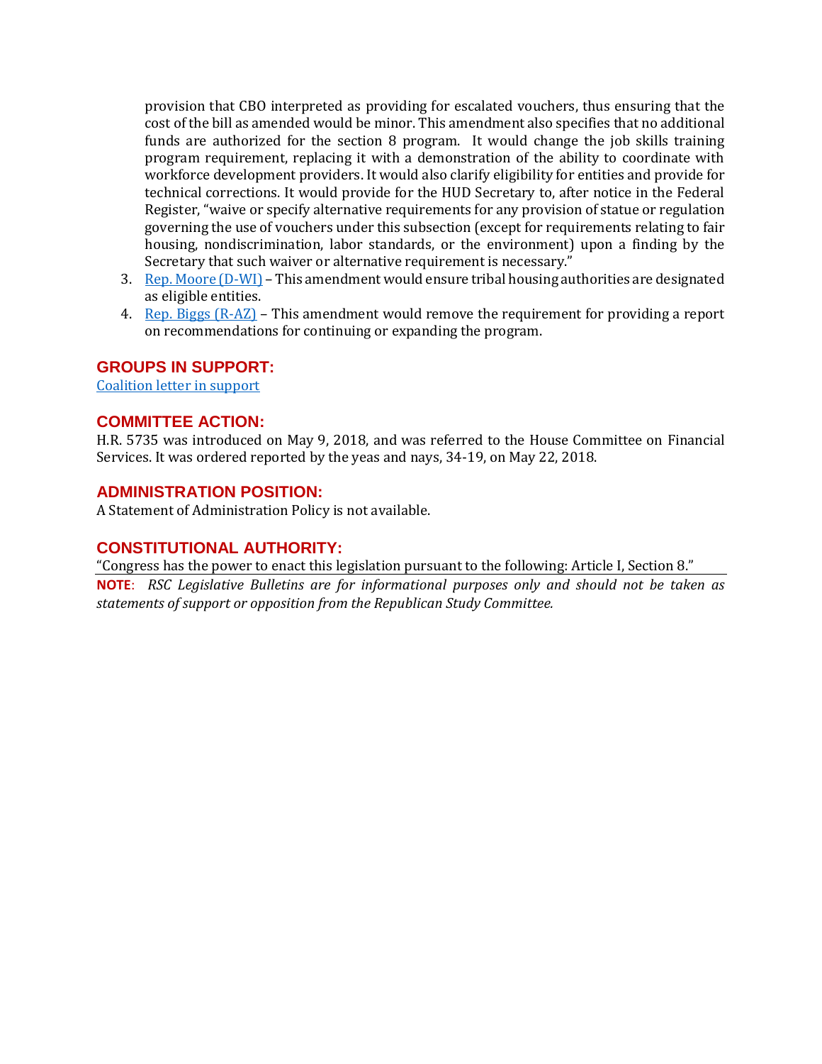provision that CBO interpreted as providing for escalated vouchers, thus ensuring that the cost of the bill as amended would be minor. This amendment also specifies that no additional funds are authorized for the section 8 program. It would change the job skills training program requirement, replacing it with a demonstration of the ability to coordinate with workforce development providers. It would also clarify eligibility for entities and provide for technical corrections. It would provide for the HUD Secretary to, after notice in the Federal Register, "waive or specify alternative requirements for any provision of statue or regulation governing the use of vouchers under this subsection (except for requirements relating to fair housing, nondiscrimination, labor standards, or the environment) upon a finding by the Secretary that such waiver or alternative requirement is necessary."

3. Rep. Moore (D-WI) – This amendment would ensure tribal housing authorities are designated as eligible entities.
4. Rep. Biggs (R-AZ) – This amendment would remove the requirement for providing a report on recommendations for continuing or expanding the program.

## GROUPS IN SUPPORT:

Coalition letter in support

## COMMITTEE ACTION:

H.R. 5735 was introduced on May 9, 2018, and was referred to the House Committee on Financial Services. It was ordered reported by the yeas and nays, 34-19, on May 22, 2018.

## ADMINISTRATION POSITION:

A Statement of Administration Policy is not available.

## CONSTITUTIONAL AUTHORITY:

"Congress has the power to enact this legislation pursuant to the following: Article I, Section 8."

**NOTE**: *RSC Legislative Bulletins are for informational purposes only and should not be taken as statements of support or opposition from the Republican Study Committee.*